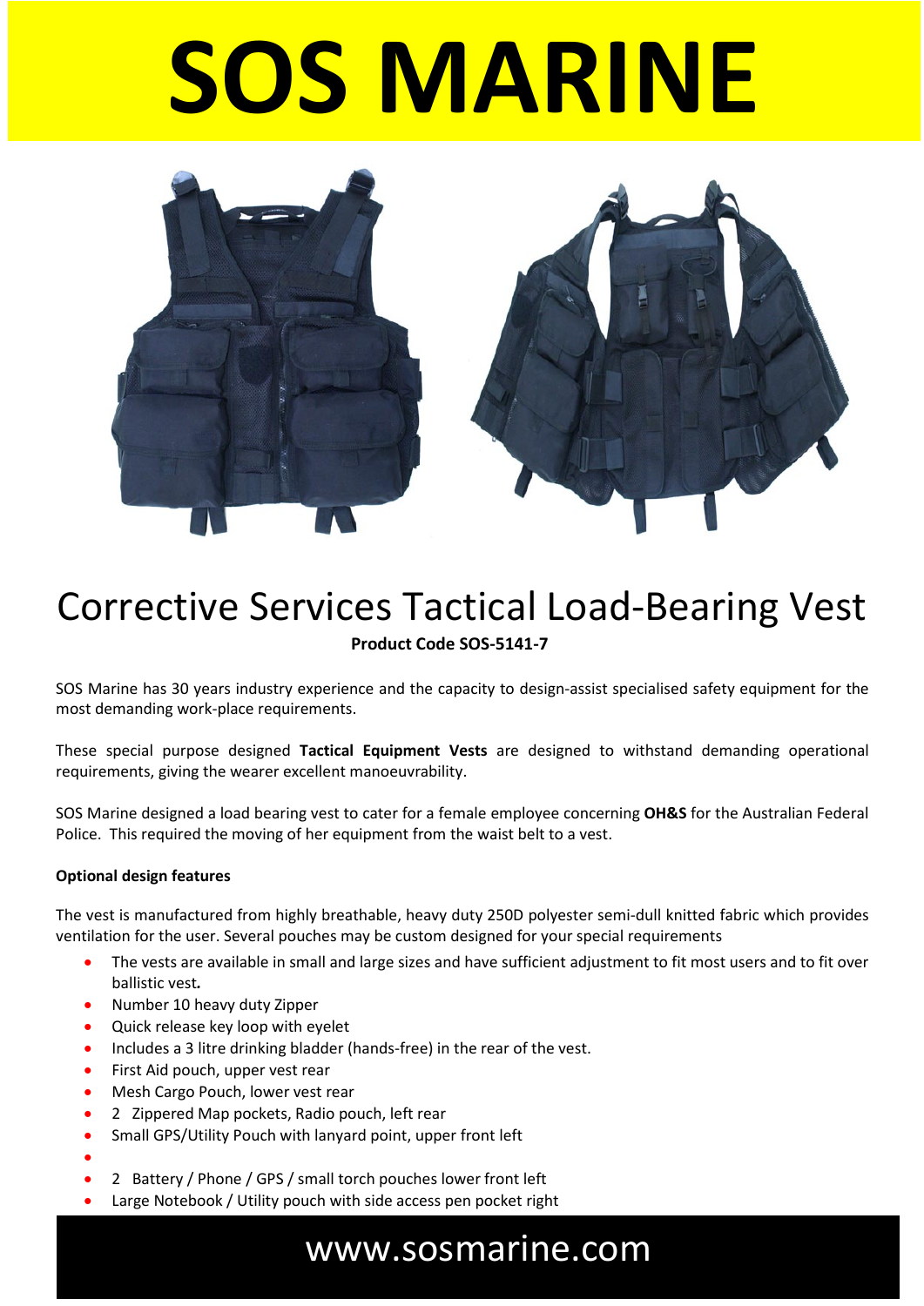# SOS MARINE

# Corrective Services Tactical Load-Bearing Vest

**Product Code SOS-5141-7**

SOS Marine has 30 years industry experience and the capacity to design-assist specialised safety equipment for the most demanding work-place requirements.

These special purpose designed **Tactical Equipment Vests** are designed to withstand demanding operational requirements, giving the wearer excellent manoeuvrability.

SOS Marine designed a load bearing vest to cater for a female employee concerning **OH&S** for the Australian Federal Police. This required the moving of her equipment from the waist belt to a vest.

**Optional design features**

The vest is manufactured from highly breathable, heavy duty 250D polyester semi-dull knitted fabric which provides ventilation for the user. Several pouches may be custom designed for your special requirements

- The vests are available in small and large sizes and have sufficient adjustment to fit most users and to fit over ballistic vest*.*
- Number 10 heavy duty Zipper
- Quick release key loop with eyelet
- Includes a 3 litre drinking bladder (hands-free) in the rear of the vest.
- First Aid pouch, upper vest rear
- Mesh Cargo Pouch, lower vest rear
- 2 Zippered Map pockets, Radio pouch, left rear
- Small GPS/Utility Pouch with lanyard point, upper front left
- 
- 2 Battery / Phone / GPS / small torch pouches lower front left
- Large Notebook / Utility pouch with side access pen pocket right

www.sosmarine.com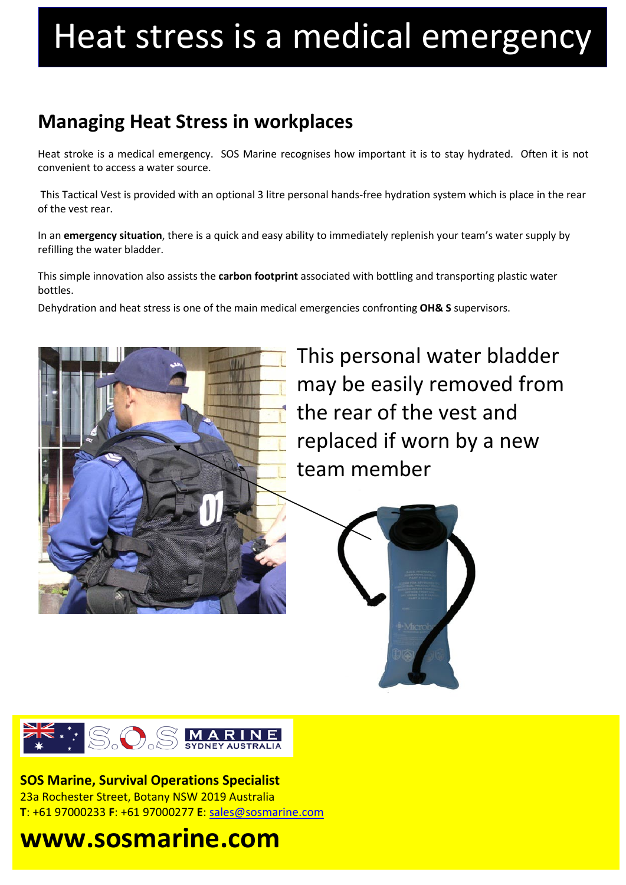# Heat stress is a medical emergency

## Managing Heat Stress in workplaces

Heat stroke is a medical emergency. SOS Marine recognises how important it is to stay hydrated. Often it is not convenient to access a water source.

This Tactical Vest is provided with an optional 3 litre personal hands-free hydration system which is place in the rear of the vest rear.

In an **emergency situation**, there is a quick and easy ability to immediately replenish your team's water supply by refilling the water bladder.

This simple innovation also assists the **carbon footprint** associated with bottling and transporting plastic water bottles.

Dehydration and heat stress is one of the main medical emergencies confronting **OH& S** supervisors.

This personal water bladder may be easily removed from the rear of the vest and replaced if worn by a new team member

**SOS Marine, Survival Operations Specialist**
23a Rochester Street, Botany NSW 2019 Australia
**T**: +61 97000233 **F**: +61 97000277 **E**: sales@sosmarine.com

# www.sosmarine.com